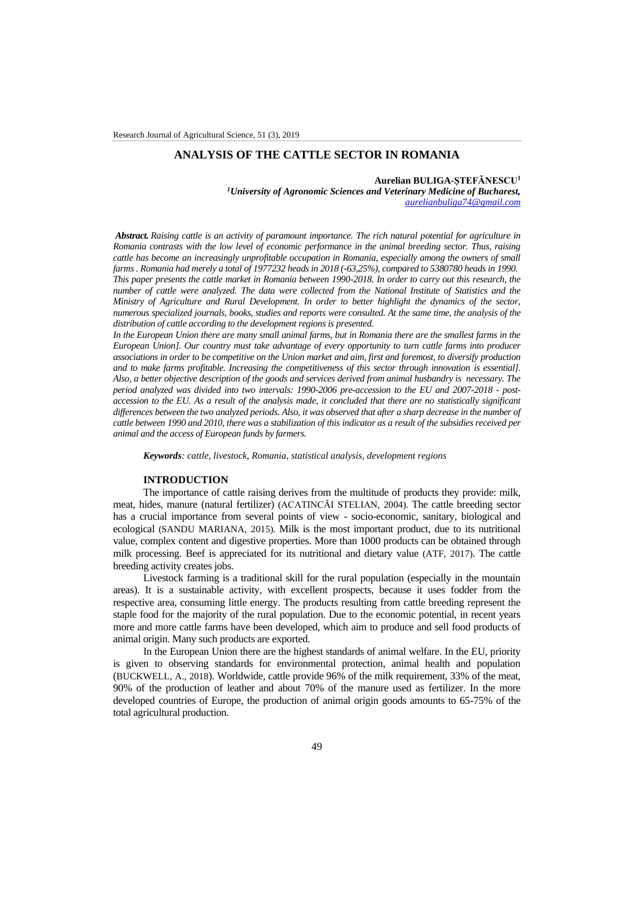# ANALYSIS OF THE CATTLE SECTOR IN ROMANIA

**Aurelian BULIGA-ȘTEFĂNESCU[1]**

*[1]University of Agronomic Sciences and Veterinary Medicine of Bucharest,*
*aurelianbuliga74@gmail.com*

***Abstract.*** *Raising cattle is an activity of paramount importance. The rich natural potential for agriculture in Romania contrasts with the low level of economic performance in the animal breeding sector. Thus, raising cattle has become an increasingly unprofitable occupation in Romania, especially among the owners of small farms . Romania had merely a total of 1977232 heads in 2018 (-63,25%), compared to 5380780 heads in 1990. This paper presents the cattle market in Romania between 1990-2018. In order to carry out this research, the number of cattle were analyzed. The data were collected from the National Institute of Statistics and the Ministry of Agriculture and Rural Development. In order to better highlight the dynamics of the sector, numerous specialized journals, books, studies and reports were consulted. At the same time, the analysis of the distribution of cattle according to the development regions is presented.*

*In the European Union there are many small animal farms, but in Romania there are the smallest farms in the European Union]. Our country must take advantage of every opportunity to turn cattle farms into producer associations in order to be competitive on the Union market and aim, first and foremost, to diversify production and to make farms profitable. Increasing the competitiveness of this sector through innovation is essential]. Also, a better objective description of the goods and services derived from animal husbandry is necessary. The period analyzed was divided into two intervals: 1990-2006 pre-accession to the EU and 2007-2018 - post-accession to the EU. As a result of the analysis made, it concluded that there are no statistically significant differences between the two analyzed periods. Also, it was observed that after a sharp decrease in the number of cattle between 1990 and 2010, there was a stabilization of this indicator as a result of the subsidies received per animal and the access of European funds by farmers.*

***Keywords****: cattle, livestock, Romania, statistical analysis, development regions*

## INTRODUCTION

The importance of cattle raising derives from the multitude of products they provide: milk, meat, hides, manure (natural fertilizer) (ACATINCĂI STELIAN, 2004). The cattle breeding sector has a crucial importance from several points of view - socio-economic, sanitary, biological and ecological (SANDU MARIANA, 2015). Milk is the most important product, due to its nutritional value, complex content and digestive properties. More than 1000 products can be obtained through milk processing. Beef is appreciated for its nutritional and dietary value (ATF, 2017). The cattle breeding activity creates jobs.

Livestock farming is a traditional skill for the rural population (especially in the mountain areas). It is a sustainable activity, with excellent prospects, because it uses fodder from the respective area, consuming little energy. The products resulting from cattle breeding represent the staple food for the majority of the rural population. Due to the economic potential, in recent years more and more cattle farms have been developed, which aim to produce and sell food products of animal origin. Many such products are exported.

In the European Union there are the highest standards of animal welfare. In the EU, priority is given to observing standards for environmental protection, animal health and population (BUCKWELL, A., 2018). Worldwide, cattle provide 96% of the milk requirement, 33% of the meat, 90% of the production of leather and about 70% of the manure used as fertilizer. In the more developed countries of Europe, the production of animal origin goods amounts to 65-75% of the total agricultural production.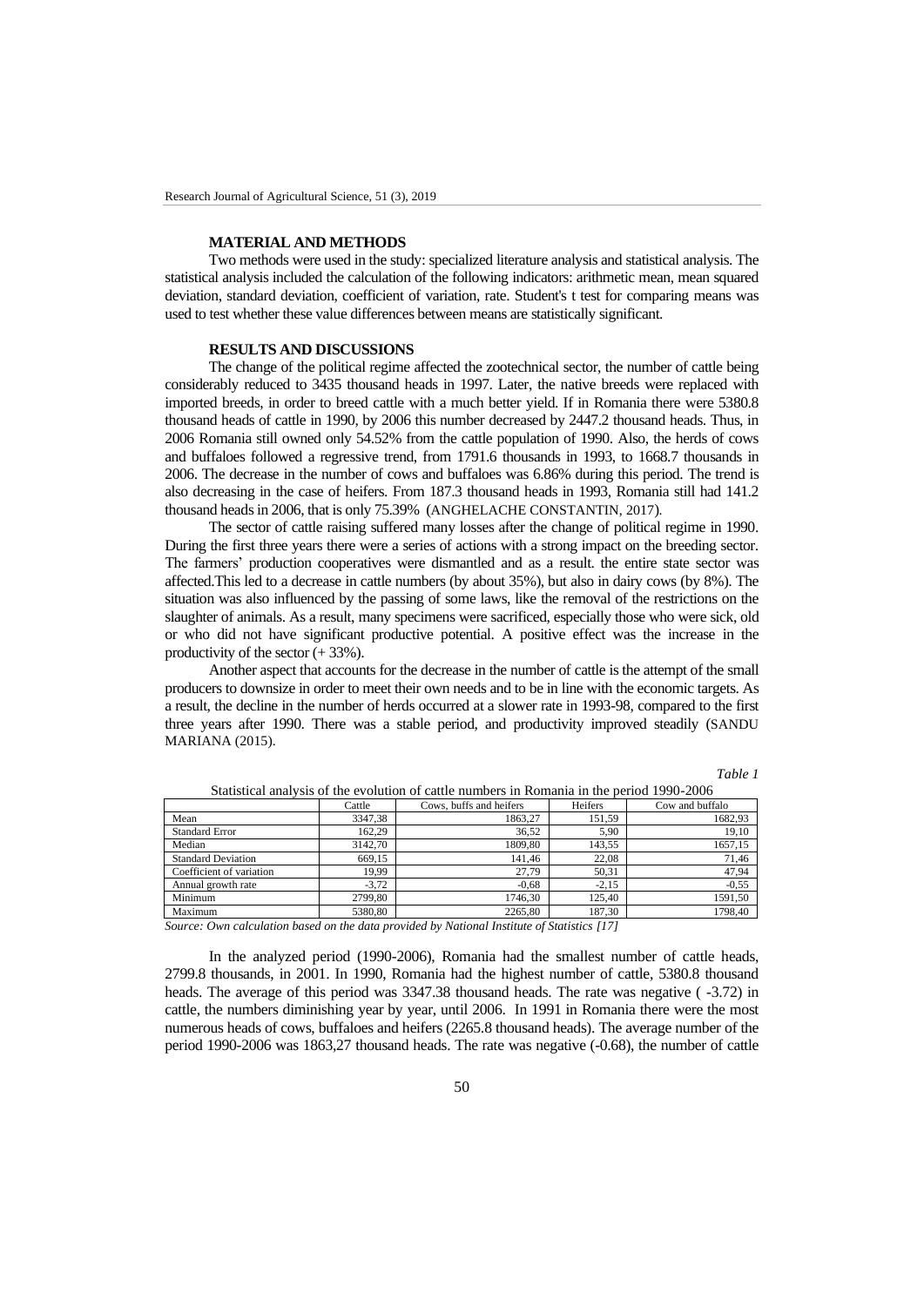## MATERIAL AND METHODS

Two methods were used in the study: specialized literature analysis and statistical analysis. The statistical analysis included the calculation of the following indicators: arithmetic mean, mean squared deviation, standard deviation, coefficient of variation, rate. Student's t test for comparing means was used to test whether these value differences between means are statistically significant.

## RESULTS AND DISCUSSIONS

The change of the political regime affected the zootechnical sector, the number of cattle being considerably reduced to 3435 thousand heads in 1997. Later, the native breeds were replaced with imported breeds, in order to breed cattle with a much better yield. If in Romania there were 5380.8 thousand heads of cattle in 1990, by 2006 this number decreased by 2447.2 thousand heads. Thus, in 2006 Romania still owned only 54.52% from the cattle population of 1990. Also, the herds of cows and buffaloes followed a regressive trend, from 1791.6 thousands in 1993, to 1668.7 thousands in 2006. The decrease in the number of cows and buffaloes was 6.86% during this period. The trend is also decreasing in the case of heifers. From 187.3 thousand heads in 1993, Romania still had 141.2 thousand heads in 2006, that is only 75.39% (ANGHELACHE CONSTANTIN, 2017).

The sector of cattle raising suffered many losses after the change of political regime in 1990. During the first three years there were a series of actions with a strong impact on the breeding sector. The farmers' production cooperatives were dismantled and as a result. the entire state sector was affected.This led to a decrease in cattle numbers (by about 35%), but also in dairy cows (by 8%). The situation was also influenced by the passing of some laws, like the removal of the restrictions on the slaughter of animals. As a result, many specimens were sacrificed, especially those who were sick, old or who did not have significant productive potential. A positive effect was the increase in the productivity of the sector (+ 33%).

Another aspect that accounts for the decrease in the number of cattle is the attempt of the small producers to downsize in order to meet their own needs and to be in line with the economic targets. As a result, the decline in the number of herds occurred at a slower rate in 1993-98, compared to the first three years after 1990. There was a stable period, and productivity improved steadily (SANDU MARIANA (2015).

*Table 1*

Statistical analysis of the evolution of cattle numbers in Romania in the period 1990-2006

| | Cattle | Cows, buffs and heifers | Heifers | Cow and buffalo |
|---|---|---|---|---|
| Mean | 3347,38 | 1863,27 | 151,59 | 1682,93 |
| Standard Error | 162,29 | 36,52 | 5,90 | 19,10 |
| Median | 3142,70 | 1809,80 | 143,55 | 1657,15 |
| Standard Deviation | 669,15 | 141,46 | 22,08 | 71,46 |
| Coefficient of variation | 19,99 | 27,79 | 50,31 | 47,94 |
| Annual growth rate | -3,72 | -0,68 | -2,15 | -0,55 |
| Minimum | 2799,80 | 1746,30 | 125,40 | 1591,50 |
| Maximum | 5380,80 | 2265,80 | 187,30 | 1798,40 |

*Source: Own calculation based on the data provided by National Institute of Statistics [17]*

In the analyzed period (1990-2006), Romania had the smallest number of cattle heads, 2799.8 thousands, in 2001. In 1990, Romania had the highest number of cattle, 5380.8 thousand heads. The average of this period was 3347.38 thousand heads. The rate was negative ( -3.72) in cattle, the numbers diminishing year by year, until 2006. In 1991 in Romania there were the most numerous heads of cows, buffaloes and heifers (2265.8 thousand heads). The average number of the period 1990-2006 was 1863,27 thousand heads. The rate was negative (-0.68), the number of cattle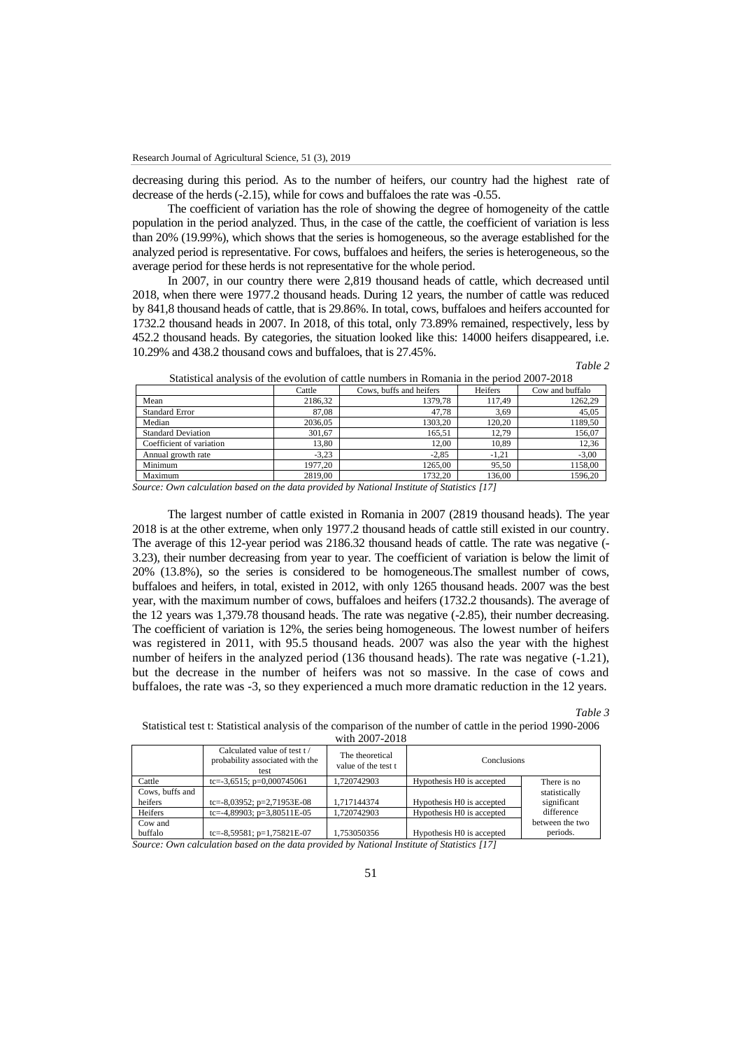decreasing during this period. As to the number of heifers, our country had the highest rate of decrease of the herds (-2.15), while for cows and buffaloes the rate was -0.55.

The coefficient of variation has the role of showing the degree of homogeneity of the cattle population in the period analyzed. Thus, in the case of the cattle, the coefficient of variation is less than 20% (19.99%), which shows that the series is homogeneous, so the average established for the analyzed period is representative. For cows, buffaloes and heifers, the series is heterogeneous, so the average period for these herds is not representative for the whole period.

In 2007, in our country there were 2,819 thousand heads of cattle, which decreased until 2018, when there were 1977.2 thousand heads. During 12 years, the number of cattle was reduced by 841,8 thousand heads of cattle, that is 29.86%. In total, cows, buffaloes and heifers accounted for 1732.2 thousand heads in 2007. In 2018, of this total, only 73.89% remained, respectively, less by 452.2 thousand heads. By categories, the situation looked like this: 14000 heifers disappeared, i.e. 10.29% and 438.2 thousand cows and buffaloes, that is 27.45%.

*Table 2*

Statistical analysis of the evolution of cattle numbers in Romania in the period 2007-2018

| | Cattle | Cows, buffs and heifers | Heifers | Cow and buffalo |
|---|---|---|---|---|
| Mean | 2186,32 | 1379,78 | 117,49 | 1262,29 |
| Standard Error | 87,08 | 47,78 | 3,69 | 45,05 |
| Median | 2036,05 | 1303,20 | 120,20 | 1189,50 |
| Standard Deviation | 301,67 | 165,51 | 12,79 | 156,07 |
| Coefficient of variation | 13,80 | 12,00 | 10,89 | 12,36 |
| Annual growth rate | -3,23 | -2,85 | -1,21 | -3,00 |
| Minimum | 1977,20 | 1265,00 | 95,50 | 1158,00 |
| Maximum | 2819,00 | 1732,20 | 136,00 | 1596,20 |

*Source: Own calculation based on the data provided by National Institute of Statistics [17]*

The largest number of cattle existed in Romania in 2007 (2819 thousand heads). The year 2018 is at the other extreme, when only 1977.2 thousand heads of cattle still existed in our country. The average of this 12-year period was 2186.32 thousand heads of cattle. The rate was negative (-3.23), their number decreasing from year to year. The coefficient of variation is below the limit of 20% (13.8%), so the series is considered to be homogeneous.The smallest number of cows, buffaloes and heifers, in total, existed in 2012, with only 1265 thousand heads. 2007 was the best year, with the maximum number of cows, buffaloes and heifers (1732.2 thousands). The average of the 12 years was 1,379.78 thousand heads. The rate was negative (-2.85), their number decreasing. The coefficient of variation is 12%, the series being homogeneous. The lowest number of heifers was registered in 2011, with 95.5 thousand heads. 2007 was also the year with the highest number of heifers in the analyzed period (136 thousand heads). The rate was negative (-1.21), but the decrease in the number of heifers was not so massive. In the case of cows and buffaloes, the rate was -3, so they experienced a much more dramatic reduction in the 12 years.

*Table 3*

Statistical test t: Statistical analysis of the comparison of the number of cattle in the period 1990-2006 with 2007-2018

| | Calculated value of test t / probability associated with the test | The theoretical value of the test t | Conclusions | |
|---|---|---|---|---|
| Cattle | tc=-3,6515; p=0,000745061 | 1,720742903 | Hypothesis H0 is accepted | There is no statistically significant difference between the two periods. |
| Cows, buffs and heifers | tc=-8,03952; p=2,71953E-08 | 1,717144374 | Hypothesis H0 is accepted | |
| Heifers | tc=-4,89903; p=3,80511E-05 | 1,720742903 | Hypothesis H0 is accepted | |
| Cow and buffalo | tc=-8,59581; p=1,75821E-07 | 1,753050356 | Hypothesis H0 is accepted | |

*Source: Own calculation based on the data provided by National Institute of Statistics [17]*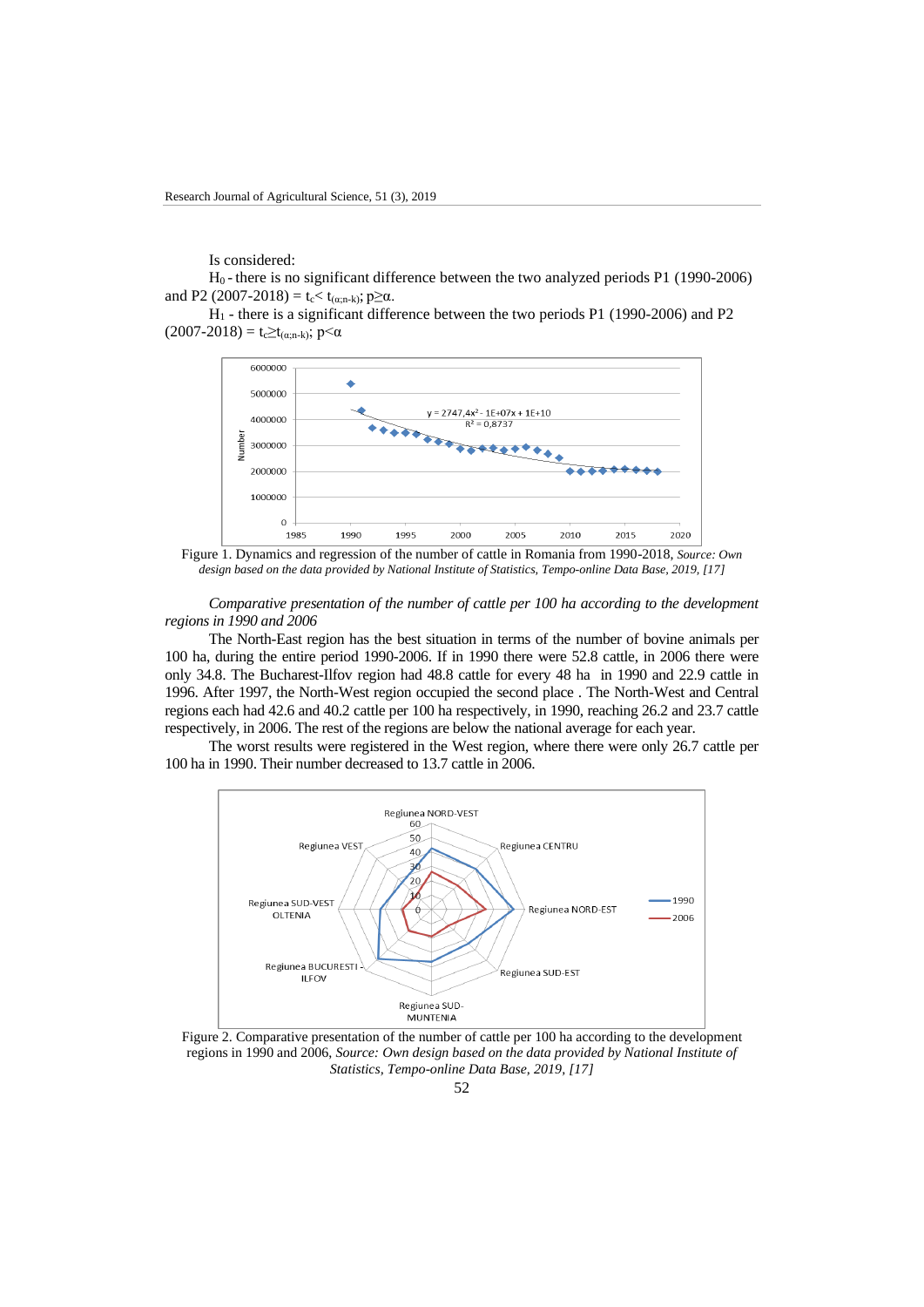Is considered:

$H_0$ - there is no significant difference between the two analyzed periods P1 (1990-2006) and P2 (2007-2018) = $t_c < t_{(\alpha;n-k)}$; $p \geq \alpha$.

$H_1$ - there is a significant difference between the two periods P1 (1990-2006) and P2 (2007-2018) = $t_c \geq t_{(\alpha;n-k)}$; $p < \alpha$

Figure 1. Dynamics and regression of the number of cattle in Romania from 1990-2018, *Source: Own design based on the data provided by National Institute of Statistics, Tempo-online Data Base, 2019, [17]*

*Comparative presentation of the number of cattle per 100 ha according to the development regions in 1990 and 2006*

The North-East region has the best situation in terms of the number of bovine animals per 100 ha, during the entire period 1990-2006. If in 1990 there were 52.8 cattle, in 2006 there were only 34.8. The Bucharest-Ilfov region had 48.8 cattle for every 48 ha in 1990 and 22.9 cattle in 1996. After 1997, the North-West region occupied the second place . The North-West and Central regions each had 42.6 and 40.2 cattle per 100 ha respectively, in 1990, reaching 26.2 and 23.7 cattle respectively, in 2006. The rest of the regions are below the national average for each year.

The worst results were registered in the West region, where there were only 26.7 cattle per 100 ha in 1990. Their number decreased to 13.7 cattle in 2006.

Figure 2. Comparative presentation of the number of cattle per 100 ha according to the development regions in 1990 and 2006, *Source: Own design based on the data provided by National Institute of Statistics, Tempo-online Data Base, 2019, [17]*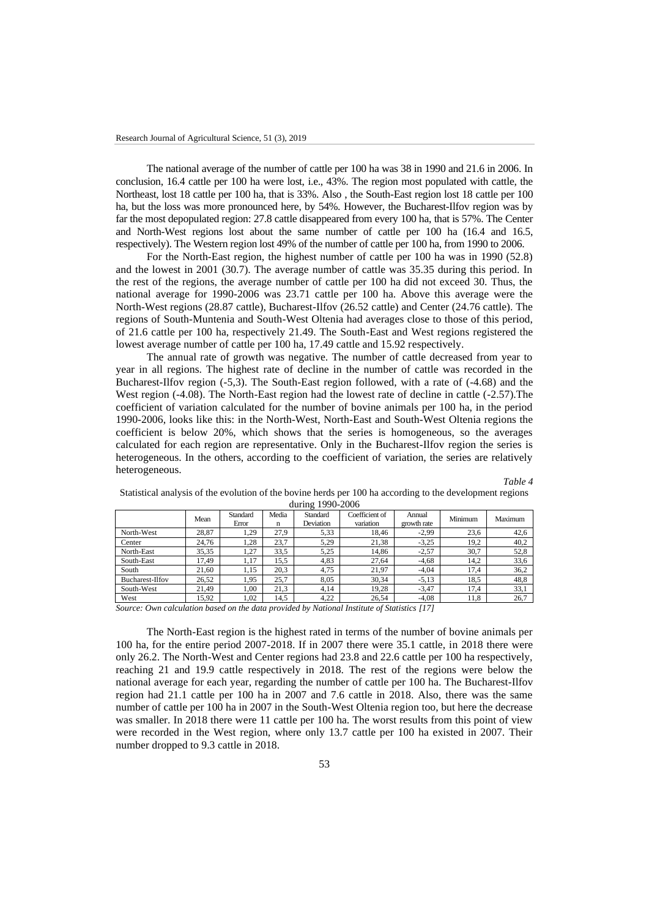The national average of the number of cattle per 100 ha was 38 in 1990 and 21.6 in 2006. In conclusion, 16.4 cattle per 100 ha were lost, i.e., 43%. The region most populated with cattle, the Northeast, lost 18 cattle per 100 ha, that is 33%. Also , the South-East region lost 18 cattle per 100 ha, but the loss was more pronounced here, by 54%. However, the Bucharest-Ilfov region was by far the most depopulated region: 27.8 cattle disappeared from every 100 ha, that is 57%. The Center and North-West regions lost about the same number of cattle per 100 ha (16.4 and 16.5, respectively). The Western region lost 49% of the number of cattle per 100 ha, from 1990 to 2006.

For the North-East region, the highest number of cattle per 100 ha was in 1990 (52.8) and the lowest in 2001 (30.7). The average number of cattle was 35.35 during this period. In the rest of the regions, the average number of cattle per 100 ha did not exceed 30. Thus, the national average for 1990-2006 was 23.71 cattle per 100 ha. Above this average were the North-West regions (28.87 cattle), Bucharest-Ilfov (26.52 cattle) and Center (24.76 cattle). The regions of South-Muntenia and South-West Oltenia had averages close to those of this period, of 21.6 cattle per 100 ha, respectively 21.49. The South-East and West regions registered the lowest average number of cattle per 100 ha, 17.49 cattle and 15.92 respectively.

The annual rate of growth was negative. The number of cattle decreased from year to year in all regions. The highest rate of decline in the number of cattle was recorded in the Bucharest-Ilfov region (-5,3). The South-East region followed, with a rate of (-4.68) and the West region (-4.08). The North-East region had the lowest rate of decline in cattle (-2.57).The coefficient of variation calculated for the number of bovine animals per 100 ha, in the period 1990-2006, looks like this: in the North-West, North-East and South-West Oltenia regions the coefficient is below 20%, which shows that the series is homogeneous, so the averages calculated for each region are representative. Only in the Bucharest-Ilfov region the series is heterogeneous. In the others, according to the coefficient of variation, the series are relatively heterogeneous.

*Table 4*

Statistical analysis of the evolution of the bovine herds per 100 ha according to the development regions during 1990-2006

| | Mean | Standard Error | Median | Standard Deviation | Coefficient of variation | Annual growth rate | Minimum | Maximum |
|---|---|---|---|---|---|---|---|---|
| North-West | 28,87 | 1,29 | 27,9 | 5,33 | 18,46 | -2,99 | 23,6 | 42,6 |
| Center | 24,76 | 1,28 | 23,7 | 5,29 | 21,38 | -3,25 | 19,2 | 40,2 |
| North-East | 35,35 | 1,27 | 33,5 | 5,25 | 14,86 | -2,57 | 30,7 | 52,8 |
| South-East | 17,49 | 1,17 | 15,5 | 4,83 | 27,64 | -4,68 | 14,2 | 33,6 |
| South | 21,60 | 1,15 | 20,3 | 4,75 | 21,97 | -4,04 | 17,4 | 36,2 |
| Bucharest-Ilfov | 26,52 | 1,95 | 25,7 | 8,05 | 30,34 | -5,13 | 18,5 | 48,8 |
| South-West | 21,49 | 1,00 | 21,3 | 4,14 | 19,28 | -3,47 | 17,4 | 33,1 |
| West | 15,92 | 1,02 | 14,5 | 4,22 | 26,54 | -4,08 | 11,8 | 26,7 |

*Source: Own calculation based on the data provided by National Institute of Statistics [17]*

The North-East region is the highest rated in terms of the number of bovine animals per 100 ha, for the entire period 2007-2018. If in 2007 there were 35.1 cattle, in 2018 there were only 26.2. The North-West and Center regions had 23.8 and 22.6 cattle per 100 ha respectively, reaching 21 and 19.9 cattle respectively in 2018. The rest of the regions were below the national average for each year, regarding the number of cattle per 100 ha. The Bucharest-Ilfov region had 21.1 cattle per 100 ha in 2007 and 7.6 cattle in 2018. Also, there was the same number of cattle per 100 ha in 2007 in the South-West Oltenia region too, but here the decrease was smaller. In 2018 there were 11 cattle per 100 ha. The worst results from this point of view were recorded in the West region, where only 13.7 cattle per 100 ha existed in 2007. Their number dropped to 9.3 cattle in 2018.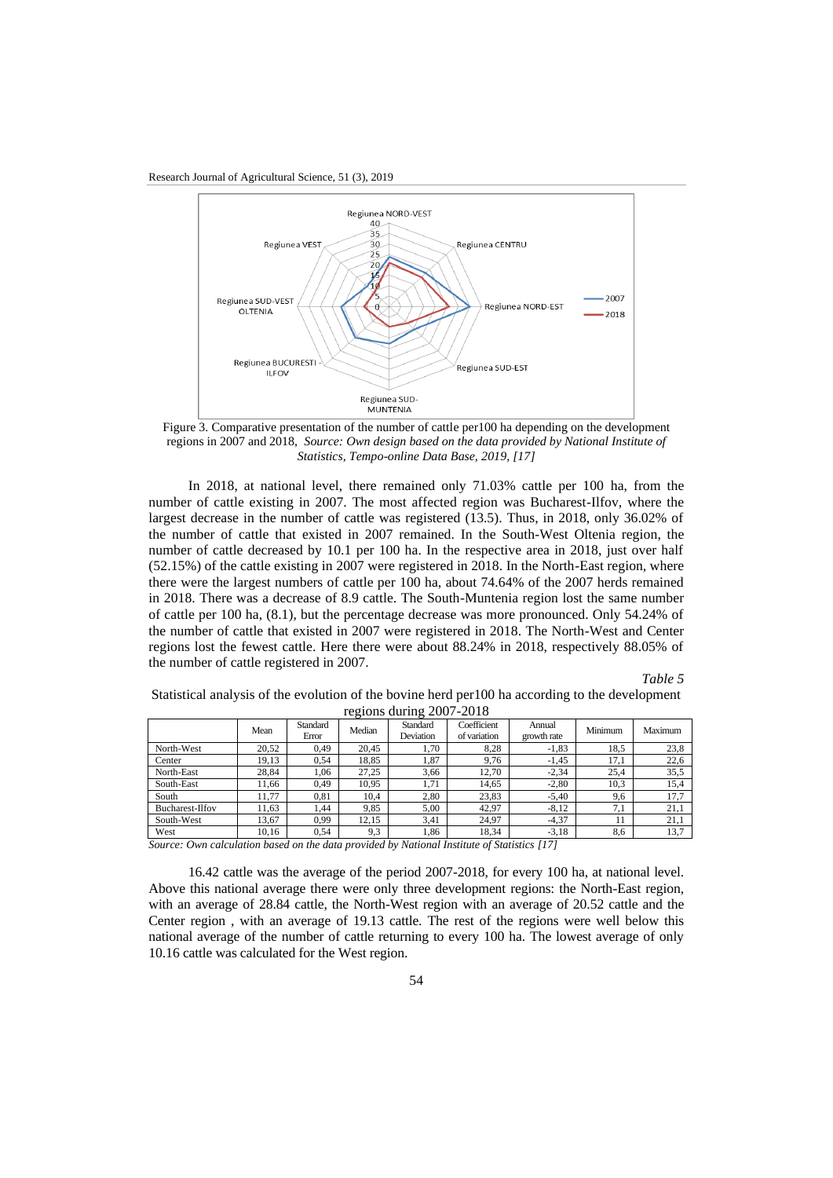Figure 3. Comparative presentation of the number of cattle per100 ha depending on the development regions in 2007 and 2018, *Source: Own design based on the data provided by National Institute of Statistics, Tempo-online Data Base, 2019, [17]*

In 2018, at national level, there remained only 71.03% cattle per 100 ha, from the number of cattle existing in 2007. The most affected region was Bucharest-Ilfov, where the largest decrease in the number of cattle was registered (13.5). Thus, in 2018, only 36.02% of the number of cattle that existed in 2007 remained. In the South-West Oltenia region, the number of cattle decreased by 10.1 per 100 ha. In the respective area in 2018, just over half (52.15%) of the cattle existing in 2007 were registered in 2018. In the North-East region, where there were the largest numbers of cattle per 100 ha, about 74.64% of the 2007 herds remained in 2018. There was a decrease of 8.9 cattle. The South-Muntenia region lost the same number of cattle per 100 ha, (8.1), but the percentage decrease was more pronounced. Only 54.24% of the number of cattle that existed in 2007 were registered in 2018. The North-West and Center regions lost the fewest cattle. Here there were about 88.24% in 2018, respectively 88.05% of the number of cattle registered in 2007.

*Table 5*

Statistical analysis of the evolution of the bovine herd per100 ha according to the development regions during 2007-2018

| | Mean | Standard Error | Median | Standard Deviation | Coefficient of variation | Annual growth rate | Minimum | Maximum |
|---|---|---|---|---|---|---|---|---|
| North-West | 20,52 | 0,49 | 20,45 | 1,70 | 8,28 | -1,83 | 18,5 | 23,8 |
| Center | 19,13 | 0,54 | 18,85 | 1,87 | 9,76 | -1,45 | 17,1 | 22,6 |
| North-East | 28,84 | 1,06 | 27,25 | 3,66 | 12,70 | -2,34 | 25,4 | 35,5 |
| South-East | 11,66 | 0,49 | 10,95 | 1,71 | 14,65 | -2,80 | 10,3 | 15,4 |
| South | 11,77 | 0,81 | 10,4 | 2,80 | 23,83 | -5,40 | 9,6 | 17,7 |
| Bucharest-Ilfov | 11,63 | 1,44 | 9,85 | 5,00 | 42,97 | -8,12 | 7,1 | 21,1 |
| South-West | 13,67 | 0,99 | 12,15 | 3,41 | 24,97 | -4,37 | 11 | 21,1 |
| West | 10,16 | 0,54 | 9,3 | 1,86 | 18,34 | -3,18 | 8,6 | 13,7 |

*Source: Own calculation based on the data provided by National Institute of Statistics [17]*

16.42 cattle was the average of the period 2007-2018, for every 100 ha, at national level. Above this national average there were only three development regions: the North-East region, with an average of 28.84 cattle, the North-West region with an average of 20.52 cattle and the Center region , with an average of 19.13 cattle. The rest of the regions were well below this national average of the number of cattle returning to every 100 ha. The lowest average of only 10.16 cattle was calculated for the West region.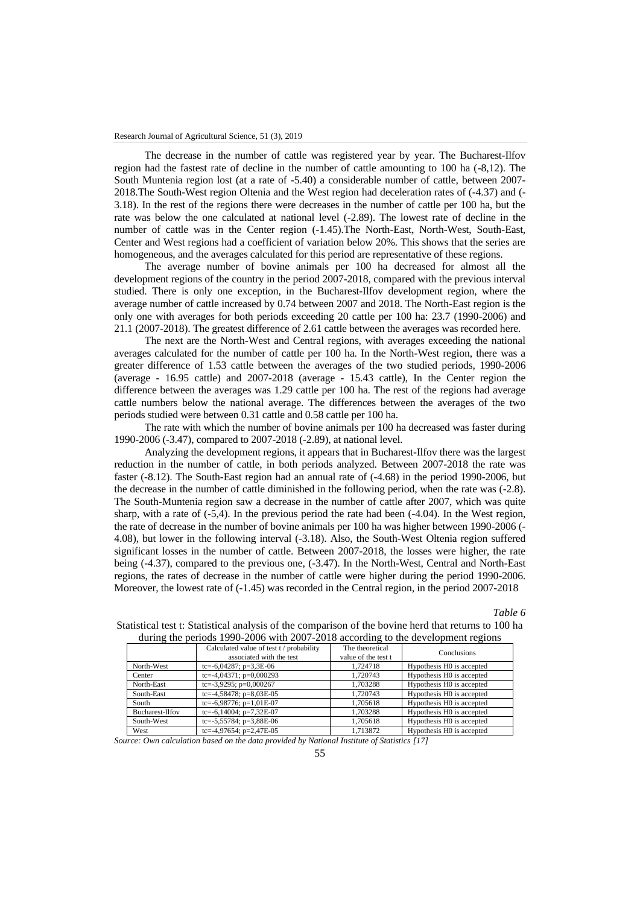The decrease in the number of cattle was registered year by year. The Bucharest-Ilfov region had the fastest rate of decline in the number of cattle amounting to 100 ha (-8,12). The South Muntenia region lost (at a rate of -5.40) a considerable number of cattle, between 2007-2018.The South-West region Oltenia and the West region had deceleration rates of (-4.37) and (-3.18). In the rest of the regions there were decreases in the number of cattle per 100 ha, but the rate was below the one calculated at national level (-2.89). The lowest rate of decline in the number of cattle was in the Center region (-1.45).The North-East, North-West, South-East, Center and West regions had a coefficient of variation below 20%. This shows that the series are homogeneous, and the averages calculated for this period are representative of these regions.

The average number of bovine animals per 100 ha decreased for almost all the development regions of the country in the period 2007-2018, compared with the previous interval studied. There is only one exception, in the Bucharest-Ilfov development region, where the average number of cattle increased by 0.74 between 2007 and 2018. The North-East region is the only one with averages for both periods exceeding 20 cattle per 100 ha: 23.7 (1990-2006) and 21.1 (2007-2018). The greatest difference of 2.61 cattle between the averages was recorded here.

The next are the North-West and Central regions, with averages exceeding the national averages calculated for the number of cattle per 100 ha. In the North-West region, there was a greater difference of 1.53 cattle between the averages of the two studied periods, 1990-2006 (average - 16.95 cattle) and 2007-2018 (average - 15.43 cattle), In the Center region the difference between the averages was 1.29 cattle per 100 ha. The rest of the regions had average cattle numbers below the national average. The differences between the averages of the two periods studied were between 0.31 cattle and 0.58 cattle per 100 ha.

The rate with which the number of bovine animals per 100 ha decreased was faster during 1990-2006 (-3.47), compared to 2007-2018 (-2.89), at national level.

Analyzing the development regions, it appears that in Bucharest-Ilfov there was the largest reduction in the number of cattle, in both periods analyzed. Between 2007-2018 the rate was faster (-8.12). The South-East region had an annual rate of (-4.68) in the period 1990-2006, but the decrease in the number of cattle diminished in the following period, when the rate was (-2.8). The South-Muntenia region saw a decrease in the number of cattle after 2007, which was quite sharp, with a rate of (-5,4). In the previous period the rate had been (-4.04). In the West region, the rate of decrease in the number of bovine animals per 100 ha was higher between 1990-2006 (-4.08), but lower in the following interval (-3.18). Also, the South-West Oltenia region suffered significant losses in the number of cattle. Between 2007-2018, the losses were higher, the rate being (-4.37), compared to the previous one, (-3.47). In the North-West, Central and North-East regions, the rates of decrease in the number of cattle were higher during the period 1990-2006. Moreover, the lowest rate of (-1.45) was recorded in the Central region, in the period 2007-2018

*Table 6*

Statistical test t: Statistical analysis of the comparison of the bovine herd that returns to 100 ha during the periods 1990-2006 with 2007-2018 according to the development regions

| | Calculated value of test t / probability associated with the test | The theoretical value of the test t | Conclusions |
|---|---|---|---|
| North-West | tc=-6,04287; p=3,3E-06 | 1,724718 | Hypothesis H0 is accepted |
| Center | tc=-4,04371; p=0,000293 | 1,720743 | Hypothesis H0 is accepted |
| North-East | tc=-3,9295; p=0,000267 | 1,703288 | Hypothesis H0 is accepted |
| South-East | tc=-4,58478; p=8,03E-05 | 1,720743 | Hypothesis H0 is accepted |
| South | tc=-6,98776; p=1,01E-07 | 1,705618 | Hypothesis H0 is accepted |
| Bucharest-Ilfov | tc=-6,14004; p=7,32E-07 | 1,703288 | Hypothesis H0 is accepted |
| South-West | tc=-5,55784; p=3,88E-06 | 1,705618 | Hypothesis H0 is accepted |
| West | tc=-4,97654; p=2,47E-05 | 1,713872 | Hypothesis H0 is accepted |

*Source: Own calculation based on the data provided by National Institute of Statistics [17]*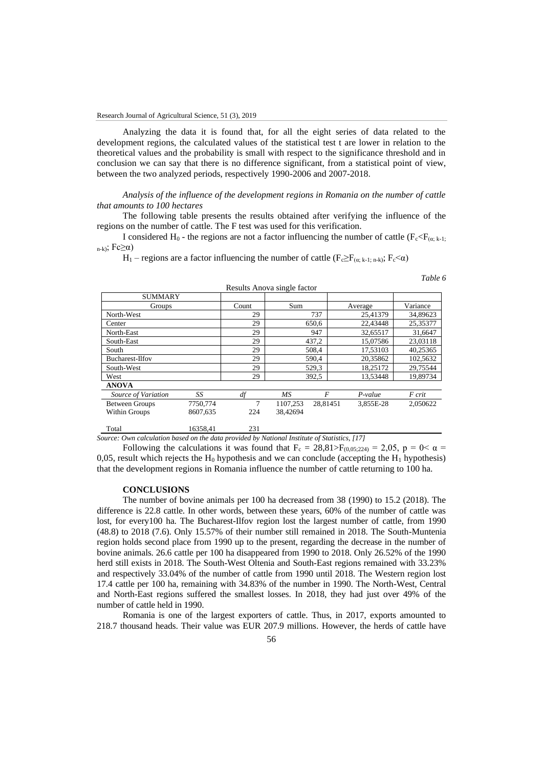Analyzing the data it is found that, for all the eight series of data related to the development regions, the calculated values of the statistical test t are lower in relation to the theoretical values and the probability is small with respect to the significance threshold and in conclusion we can say that there is no difference significant, from a statistical point of view, between the two analyzed periods, respectively 1990-2006 and 2007-2018.

*Analysis of the influence of the development regions in Romania on the number of cattle that amounts to 100 hectares*

The following table presents the results obtained after verifying the influence of the regions on the number of cattle. The F test was used for this verification.

I considered $H_0$ - the regions are not a factor influencing the number of cattle ($F_c<F_{(\alpha;\,k-1;\,n-k)}$; $Fc\geq\alpha$)

$H_1$ – regions are a factor influencing the number of cattle ($F_c\geq F_{(\alpha;\,k-1;\,n-k)}$; $F_c<\alpha$)

*Table 6*

Results Anova single factor

| SUMMARY | | | | | | |
|---|---|---|---|---|---|---|
| Groups | | Count | Sum | | Average | Variance |
| North-West | | 29 | 737 | | 25,41379 | 34,89623 |
| Center | | 29 | 650,6 | | 22,43448 | 25,35377 |
| North-East | | 29 | 947 | | 32,65517 | 31,6647 |
| South-East | | 29 | 437,2 | | 15,07586 | 23,03118 |
| South | | 29 | 508,4 | | 17,53103 | 40,25365 |
| Bucharest-Ilfov | | 29 | 590,4 | | 20,35862 | 102,5632 |
| South-West | | 29 | 529,3 | | 18,25172 | 29,75544 |
| West | | 29 | 392,5 | | 13,53448 | 19,89734 |
| **ANOVA** | | | | | | |
| *Source of Variation* | *SS* | *df* | *MS* | *F* | *P-value* | *F crit* |
| Between Groups | 7750,774 | 7 | 1107,253 | 28,81451 | 3,855E-28 | 2,050622 |
| Within Groups | 8607,635 | 224 | 38,42694 | | | |
| Total | 16358,41 | 231 | | | | |

*Source: Own calculation based on the data provided by National Institute of Statistics, [17]*

Following the calculations it was found that $F_c$ = 28,81>$F_{(0,05;224)}$ = 2,05, p = 0< $\alpha$ = 0,05, result which rejects the $H_0$ hypothesis and we can conclude (accepting the $H_1$ hypothesis) that the development regions in Romania influence the number of cattle returning to 100 ha.

## CONCLUSIONS

The number of bovine animals per 100 ha decreased from 38 (1990) to 15.2 (2018). The difference is 22.8 cattle. In other words, between these years, 60% of the number of cattle was lost, for every100 ha. The Bucharest-Ilfov region lost the largest number of cattle, from 1990 (48.8) to 2018 (7.6). Only 15.57% of their number still remained in 2018. The South-Muntenia region holds second place from 1990 up to the present, regarding the decrease in the number of bovine animals. 26.6 cattle per 100 ha disappeared from 1990 to 2018. Only 26.52% of the 1990 herd still exists in 2018. The South-West Oltenia and South-East regions remained with 33.23% and respectively 33.04% of the number of cattle from 1990 until 2018. The Western region lost 17.4 cattle per 100 ha, remaining with 34.83% of the number in 1990. The North-West, Central and North-East regions suffered the smallest losses. In 2018, they had just over 49% of the number of cattle held in 1990.

Romania is one of the largest exporters of cattle. Thus, in 2017, exports amounted to 218.7 thousand heads. Their value was EUR 207.9 millions. However, the herds of cattle have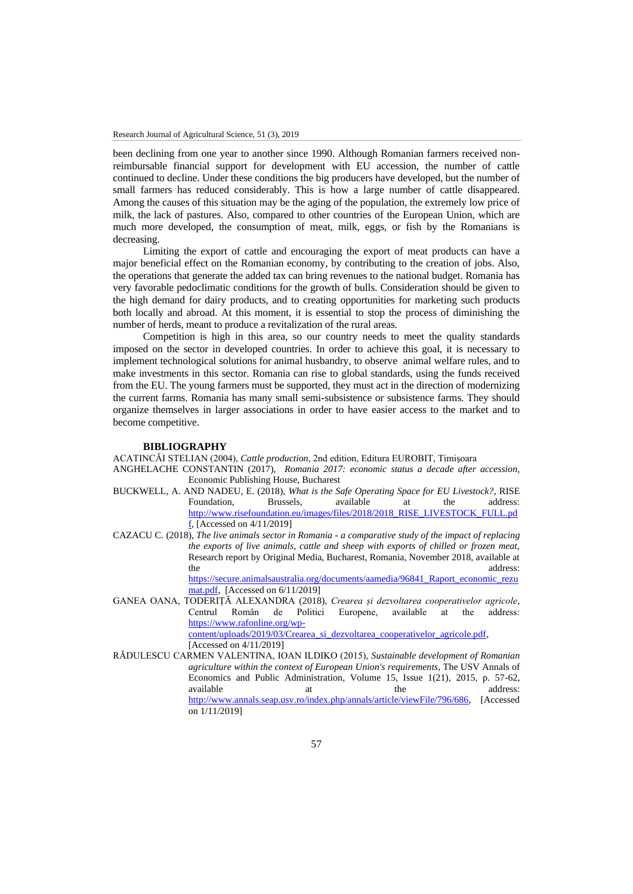been declining from one year to another since 1990. Although Romanian farmers received non-reimbursable financial support for development with EU accession, the number of cattle continued to decline. Under these conditions the big producers have developed, but the number of small farmers has reduced considerably. This is how a large number of cattle disappeared. Among the causes of this situation may be the aging of the population, the extremely low price of milk, the lack of pastures. Also, compared to other countries of the European Union, which are much more developed, the consumption of meat, milk, eggs, or fish by the Romanians is decreasing.

Limiting the export of cattle and encouraging the export of meat products can have a major beneficial effect on the Romanian economy, by contributing to the creation of jobs. Also, the operations that generate the added tax can bring revenues to the national budget. Romania has very favorable pedoclimatic conditions for the growth of bulls. Consideration should be given to the high demand for dairy products, and to creating opportunities for marketing such products both locally and abroad. At this moment, it is essential to stop the process of diminishing the number of herds, meant to produce a revitalization of the rural areas.

Competition is high in this area, so our country needs to meet the quality standards imposed on the sector in developed countries. In order to achieve this goal, it is necessary to implement technological solutions for animal husbandry, to observe animal welfare rules, and to make investments in this sector. Romania can rise to global standards, using the funds received from the EU. The young farmers must be supported, they must act in the direction of modernizing the current farms. Romania has many small semi-subsistence or subsistence farms. They should organize themselves in larger associations in order to have easier access to the market and to become competitive.

## BIBLIOGRAPHY

ACATINCĂI STELIAN (2004), *Cattle production*, 2nd edition, Editura EUROBIT, Timişoara

ANGHELACHE CONSTANTIN (2017), *Romania 2017: economic status a decade after accession*, Economic Publishing House, Bucharest

BUCKWELL, A. AND NADEU, E. (2018), *What is the Safe Operating Space for EU Livestock?*, RISE Foundation, Brussels, available at the address: http://www.risefoundation.eu/images/files/2018/2018_RISE_LIVESTOCK_FULL.pdf, [Accessed on 4/11/2019]

CAZACU C. (2018), *The live animals sector in Romania - a comparative study of the impact of replacing the exports of live animals, cattle and sheep with exports of chilled or frozen meat*, Research report by Original Media, Bucharest, Romania, November 2018, available at the address: https://secure.animalsaustralia.org/documents/aamedia/96841_Raport_economic_rezumat.pdf, [Accessed on 6/11/2019]

GANEA OANA, TODERIȚĂ ALEXANDRA (2018), *Crearea și dezvoltarea cooperativelor agricole*, Centrul Român de Politici Europene, available at the address: https://www.rafonline.org/wp-content/uploads/2019/03/Crearea_si_dezvoltarea_cooperativelor_agricole.pdf, [Accessed on 4/11/2019]

RĂDULESCU CARMEN VALENTINA, IOAN ILDIKO (2015), *Sustainable development of Romanian agriculture within the context of European Union's requirements*, The USV Annals of Economics and Public Administration, Volume 15, Issue 1(21), 2015, p. 57-62, available at the address: http://www.annals.seap.usv.ro/index.php/annals/article/viewFile/796/686, [Accessed on 1/11/2019]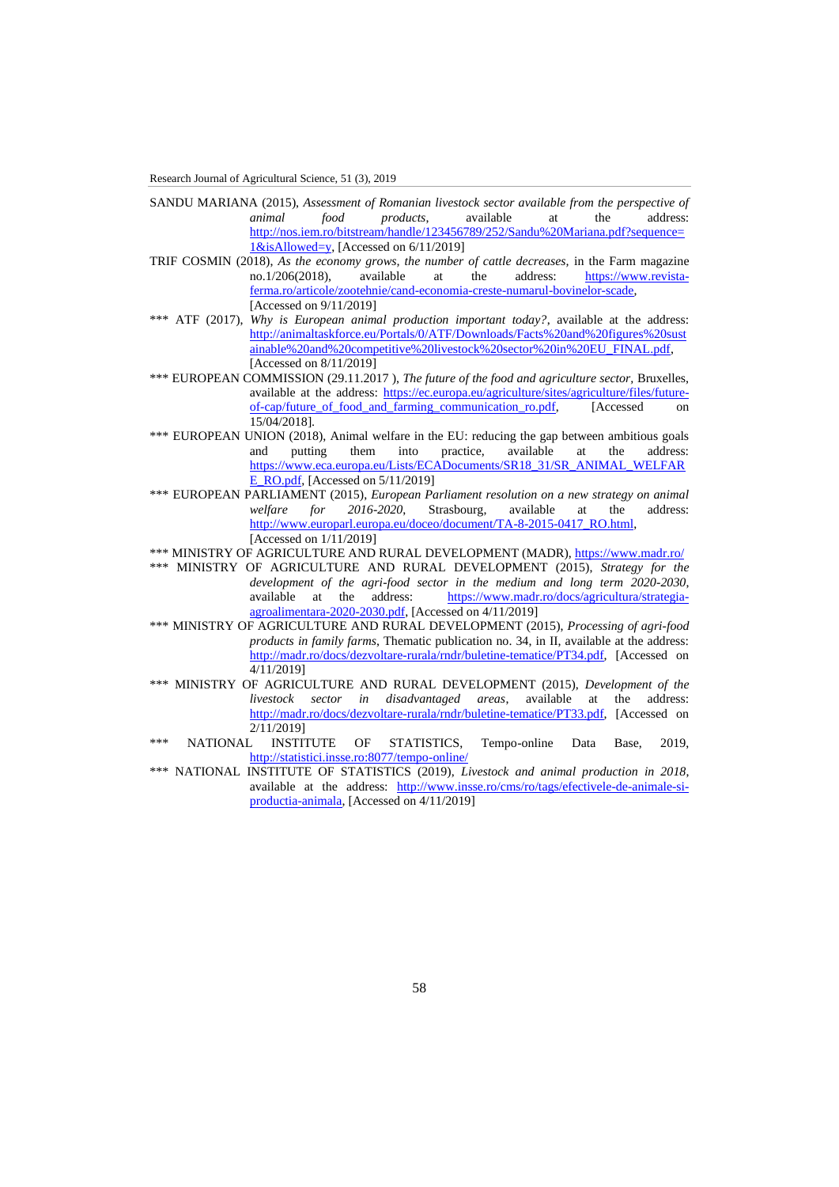SANDU MARIANA (2015), *Assessment of Romanian livestock sector available from the perspective of animal food products*, available at the address: http://nos.iem.ro/bitstream/handle/123456789/252/Sandu%20Mariana.pdf?sequence=1&isAllowed=y, [Accessed on 6/11/2019]

TRIF COSMIN (2018), *As the economy grows, the number of cattle decreases*, in the Farm magazine no.1/206(2018), available at the address: https://www.revista-ferma.ro/articole/zootehnie/cand-economia-creste-numarul-bovinelor-scade, [Accessed on 9/11/2019]

*** ATF (2017), *Why is European animal production important today?*, available at the address: http://animaltaskforce.eu/Portals/0/ATF/Downloads/Facts%20and%20figures%20sustainable%20and%20competitive%20livestock%20sector%20in%20EU_FINAL.pdf, [Accessed on 8/11/2019]

*** EUROPEAN COMMISSION (29.11.2017 ), *The future of the food and agriculture sector*, Bruxelles, available at the address: https://ec.europa.eu/agriculture/sites/agriculture/files/future-of-cap/future_of_food_and_farming_communication_ro.pdf, [Accessed on 15/04/2018].

*** EUROPEAN UNION (2018), Animal welfare in the EU: reducing the gap between ambitious goals and putting them into practice, available at the address: https://www.eca.europa.eu/Lists/ECADocuments/SR18_31/SR_ANIMAL_WELFARE_RO.pdf, [Accessed on 5/11/2019]

*** EUROPEAN PARLIAMENT (2015), *European Parliament resolution on a new strategy on animal welfare for 2016-2020*, Strasbourg, available at the address: http://www.europarl.europa.eu/doceo/document/TA-8-2015-0417_RO.html, [Accessed on 1/11/2019]

*** MINISTRY OF AGRICULTURE AND RURAL DEVELOPMENT (MADR), https://www.madr.ro/

*** MINISTRY OF AGRICULTURE AND RURAL DEVELOPMENT (2015), *Strategy for the development of the agri-food sector in the medium and long term 2020-2030*, available at the address: https://www.madr.ro/docs/agricultura/strategia-agroalimentara-2020-2030.pdf, [Accessed on 4/11/2019]

*** MINISTRY OF AGRICULTURE AND RURAL DEVELOPMENT (2015), *Processing of agri-food products in family farms*, Thematic publication no. 34, in II, available at the address: http://madr.ro/docs/dezvoltare-rurala/rndr/buletine-tematice/PT34.pdf, [Accessed on 4/11/2019]

*** MINISTRY OF AGRICULTURE AND RURAL DEVELOPMENT (2015), *Development of the livestock sector in disadvantaged areas*, available at the address: http://madr.ro/docs/dezvoltare-rurala/rndr/buletine-tematice/PT33.pdf, [Accessed on 2/11/2019]

*** NATIONAL INSTITUTE OF STATISTICS, Tempo-online Data Base, 2019, http://statistici.insse.ro:8077/tempo-online/

*** NATIONAL INSTITUTE OF STATISTICS (2019), *Livestock and animal production in 2018*, available at the address: http://www.insse.ro/cms/ro/tags/efectivele-de-animale-si-productia-animala, [Accessed on 4/11/2019]